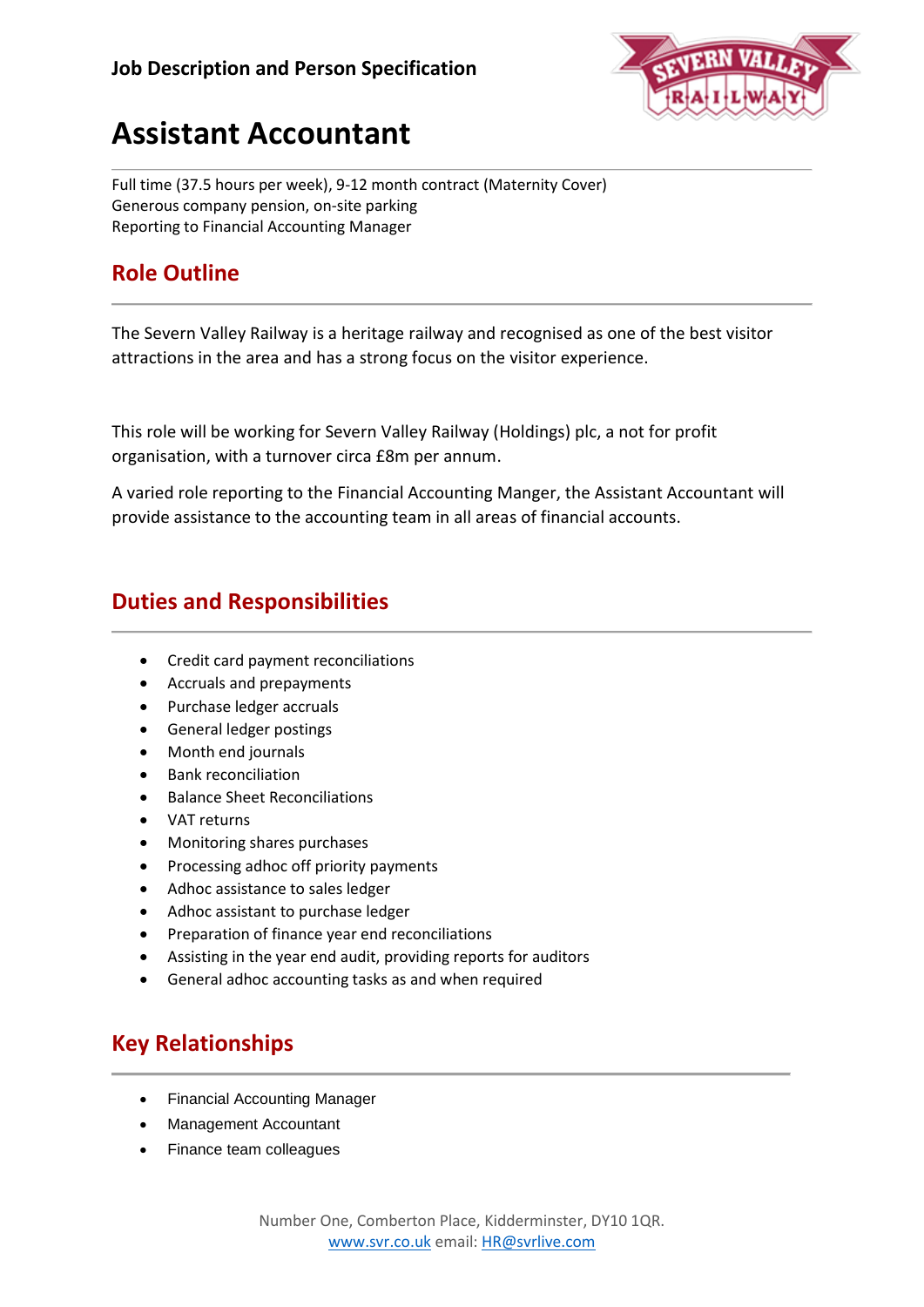Job Description and Person Specification

# Assistant Accountant

Full time (37.5 hours per week), 9-12 month contract (Maternity Cover)
Generous company pension, on-site parking
Reporting to Financial Accounting Manager

## Role Outline

The Severn Valley Railway is a heritage railway and recognised as one of the best visitor attractions in the area and has a strong focus on the visitor experience.

This role will be working for Severn Valley Railway (Holdings) plc, a not for profit organisation, with a turnover circa £8m per annum.

A varied role reporting to the Financial Accounting Manger, the Assistant Accountant will provide assistance to the accounting team in all areas of financial accounts.

## Duties and Responsibilities

- Credit card payment reconciliations
- Accruals and prepayments
- Purchase ledger accruals
- General ledger postings
- Month end journals
- Bank reconciliation
- Balance Sheet Reconciliations
- VAT returns
- Monitoring shares purchases
- Processing adhoc off priority payments
- Adhoc assistance to sales ledger
- Adhoc assistant to purchase ledger
- Preparation of finance year end reconciliations
- Assisting in the year end audit, providing reports for auditors
- General adhoc accounting tasks as and when required

## Key Relationships

- Financial Accounting Manager
- Management Accountant
- Finance team colleagues

Number One, Comberton Place, Kidderminster, DY10 1QR.
www.svr.co.uk email: HR@svrlive.com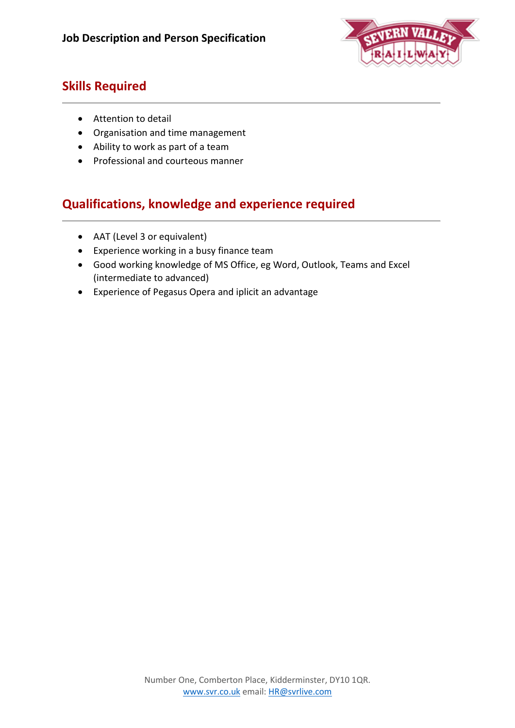## Skills Required

- Attention to detail
- Organisation and time management
- Ability to work as part of a team
- Professional and courteous manner

## Qualifications, knowledge and experience required

- AAT (Level 3 or equivalent)
- Experience working in a busy finance team
- Good working knowledge of MS Office, eg Word, Outlook, Teams and Excel (intermediate to advanced)
- Experience of Pegasus Opera and iplicit an advantage

Number One, Comberton Place, Kidderminster, DY10 1QR.
www.svr.co.uk email: HR@svrlive.com